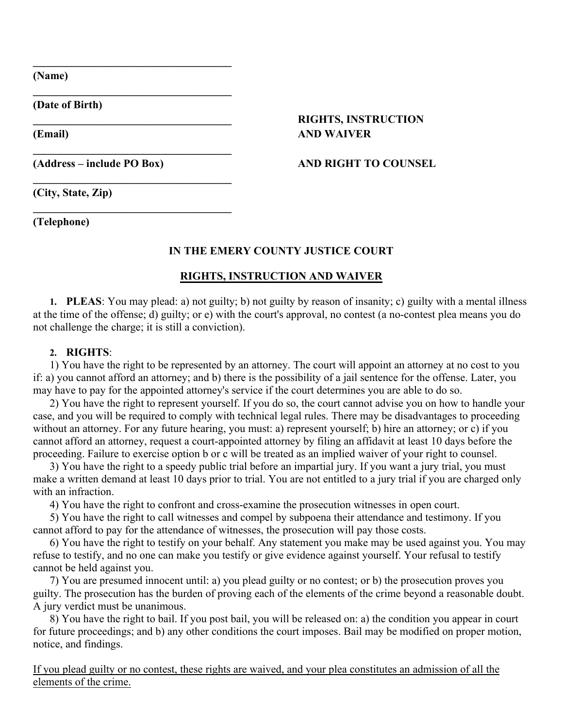\_\_\_\_\_\_\_\_\_\_\_\_\_\_\_\_\_\_\_\_\_\_\_\_\_\_\_\_\_\_\_\_\_\_\_\_
**(Name)**

\_\_\_\_\_\_\_\_\_\_\_\_\_\_\_\_\_\_\_\_\_\_\_\_\_\_\_\_\_\_\_\_\_\_\_\_
**(Date of Birth)**

\_\_\_\_\_\_\_\_\_\_\_\_\_\_\_\_\_\_\_\_\_\_\_\_\_\_\_\_\_\_\_\_\_\_\_\_
**(Email)**

\_\_\_\_\_\_\_\_\_\_\_\_\_\_\_\_\_\_\_\_\_\_\_\_\_\_\_\_\_\_\_\_\_\_\_\_
**(Address – include PO Box)**

\_\_\_\_\_\_\_\_\_\_\_\_\_\_\_\_\_\_\_\_\_\_\_\_\_\_\_\_\_\_\_\_\_\_\_\_
**(City, State, Zip)**

\_\_\_\_\_\_\_\_\_\_\_\_\_\_\_\_\_\_\_\_\_\_\_\_\_\_\_\_\_\_\_\_\_\_\_\_
**(Telephone)**

**RIGHTS, INSTRUCTION AND WAIVER**

**AND RIGHT TO COUNSEL**

**IN THE EMERY COUNTY JUSTICE COURT**

**<u>RIGHTS, INSTRUCTION AND WAIVER</u>**

1. **PLEAS**: You may plead: a) not guilty; b) not guilty by reason of insanity; c) guilty with a mental illness at the time of the offense; d) guilty; or e) with the court's approval, no contest (a no-contest plea means you do not challenge the charge; it is still a conviction).

2. **RIGHTS**:

1) You have the right to be represented by an attorney. The court will appoint an attorney at no cost to you if: a) you cannot afford an attorney; and b) there is the possibility of a jail sentence for the offense. Later, you may have to pay for the appointed attorney's service if the court determines you are able to do so.

2) You have the right to represent yourself. If you do so, the court cannot advise you on how to handle your case, and you will be required to comply with technical legal rules. There may be disadvantages to proceeding without an attorney. For any future hearing, you must: a) represent yourself; b) hire an attorney; or c) if you cannot afford an attorney, request a court-appointed attorney by filing an affidavit at least 10 days before the proceeding. Failure to exercise option b or c will be treated as an implied waiver of your right to counsel.

3) You have the right to a speedy public trial before an impartial jury. If you want a jury trial, you must make a written demand at least 10 days prior to trial. You are not entitled to a jury trial if you are charged only with an infraction.

4) You have the right to confront and cross-examine the prosecution witnesses in open court.

5) You have the right to call witnesses and compel by subpoena their attendance and testimony. If you cannot afford to pay for the attendance of witnesses, the prosecution will pay those costs.

6) You have the right to testify on your behalf. Any statement you make may be used against you. You may refuse to testify, and no one can make you testify or give evidence against yourself. Your refusal to testify cannot be held against you.

7) You are presumed innocent until: a) you plead guilty or no contest; or b) the prosecution proves you guilty. The prosecution has the burden of proving each of the elements of the crime beyond a reasonable doubt. A jury verdict must be unanimous.

8) You have the right to bail. If you post bail, you will be released on: a) the condition you appear in court for future proceedings; and b) any other conditions the court imposes. Bail may be modified on proper motion, notice, and findings.

<u>If you plead guilty or no contest, these rights are waived, and your plea constitutes an admission of all the elements of the crime.</u>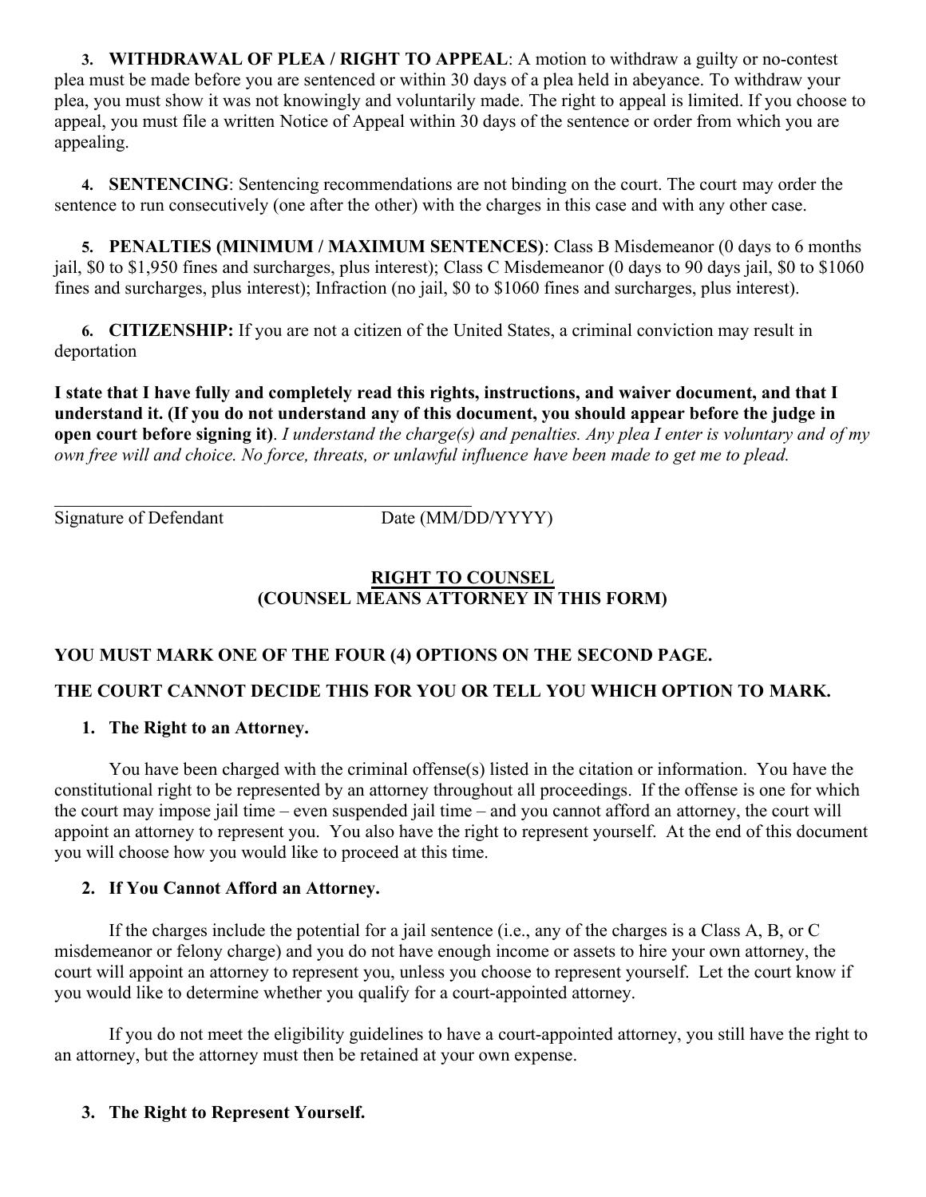3. **WITHDRAWAL OF PLEA / RIGHT TO APPEAL**: A motion to withdraw a guilty or no-contest plea must be made before you are sentenced or within 30 days of a plea held in abeyance. To withdraw your plea, you must show it was not knowingly and voluntarily made. The right to appeal is limited. If you choose to appeal, you must file a written Notice of Appeal within 30 days of the sentence or order from which you are appealing.

4. **SENTENCING**: Sentencing recommendations are not binding on the court. The court may order the sentence to run consecutively (one after the other) with the charges in this case and with any other case.

5. **PENALTIES (MINIMUM / MAXIMUM SENTENCES)**: Class B Misdemeanor (0 days to 6 months jail, $0 to $1,950 fines and surcharges, plus interest); Class C Misdemeanor (0 days to 90 days jail, $0 to $1060 fines and surcharges, plus interest); Infraction (no jail, $0 to $1060 fines and surcharges, plus interest).

6. **CITIZENSHIP:** If you are not a citizen of the United States, a criminal conviction may result in deportation

**I state that I have fully and completely read this rights, instructions, and waiver document, and that I understand it. (If you do not understand any of this document, you should appear before the judge in open court before signing it)**. *I understand the charge(s) and penalties. Any plea I enter is voluntary and of my own free will and choice. No force, threats, or unlawful influence have been made to get me to plead.*

______________________________________________
Signature of Defendant                    Date (MM/DD/YYYY)

## RIGHT TO COUNSEL
## (COUNSEL MEANS ATTORNEY IN THIS FORM)

**YOU MUST MARK ONE OF THE FOUR (4) OPTIONS ON THE SECOND PAGE.**

**THE COURT CANNOT DECIDE THIS FOR YOU OR TELL YOU WHICH OPTION TO MARK.**

1. **The Right to an Attorney.**

You have been charged with the criminal offense(s) listed in the citation or information. You have the constitutional right to be represented by an attorney throughout all proceedings. If the offense is one for which the court may impose jail time – even suspended jail time – and you cannot afford an attorney, the court will appoint an attorney to represent you. You also have the right to represent yourself. At the end of this document you will choose how you would like to proceed at this time.

2. **If You Cannot Afford an Attorney.**

If the charges include the potential for a jail sentence (i.e., any of the charges is a Class A, B, or C misdemeanor or felony charge) and you do not have enough income or assets to hire your own attorney, the court will appoint an attorney to represent you, unless you choose to represent yourself. Let the court know if you would like to determine whether you qualify for a court-appointed attorney.

If you do not meet the eligibility guidelines to have a court-appointed attorney, you still have the right to an attorney, but the attorney must then be retained at your own expense.

3. **The Right to Represent Yourself.**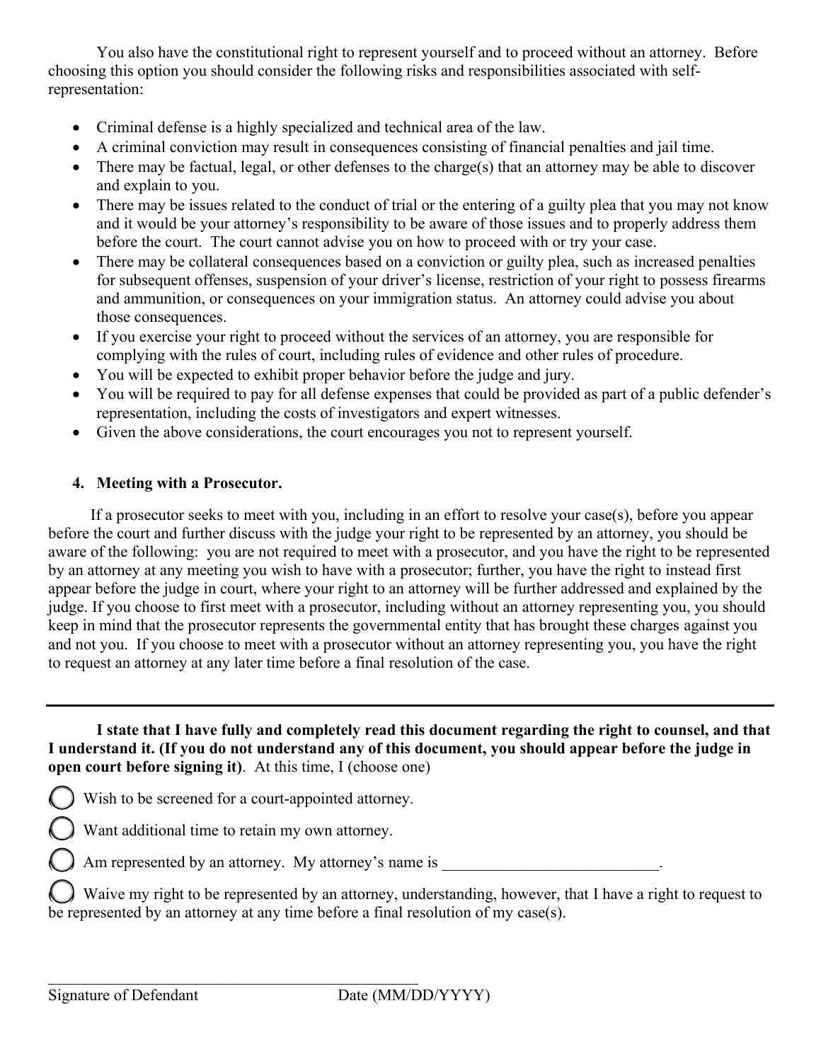You also have the constitutional right to represent yourself and to proceed without an attorney. Before choosing this option you should consider the following risks and responsibilities associated with self-representation:

- Criminal defense is a highly specialized and technical area of the law.
- A criminal conviction may result in consequences consisting of financial penalties and jail time.
- There may be factual, legal, or other defenses to the charge(s) that an attorney may be able to discover and explain to you.
- There may be issues related to the conduct of trial or the entering of a guilty plea that you may not know and it would be your attorney's responsibility to be aware of those issues and to properly address them before the court. The court cannot advise you on how to proceed with or try your case.
- There may be collateral consequences based on a conviction or guilty plea, such as increased penalties for subsequent offenses, suspension of your driver's license, restriction of your right to possess firearms and ammunition, or consequences on your immigration status. An attorney could advise you about those consequences.
- If you exercise your right to proceed without the services of an attorney, you are responsible for complying with the rules of court, including rules of evidence and other rules of procedure.
- You will be expected to exhibit proper behavior before the judge and jury.
- You will be required to pay for all defense expenses that could be provided as part of a public defender's representation, including the costs of investigators and expert witnesses.
- Given the above considerations, the court encourages you not to represent yourself.

## 4. Meeting with a Prosecutor.

If a prosecutor seeks to meet with you, including in an effort to resolve your case(s), before you appear before the court and further discuss with the judge your right to be represented by an attorney, you should be aware of the following: you are not required to meet with a prosecutor, and you have the right to be represented by an attorney at any meeting you wish to have with a prosecutor; further, you have the right to instead first appear before the judge in court, where your right to an attorney will be further addressed and explained by the judge. If you choose to first meet with a prosecutor, including without an attorney representing you, you should keep in mind that the prosecutor represents the governmental entity that has brought these charges against you and not you. If you choose to meet with a prosecutor without an attorney representing you, you have the right to request an attorney at any later time before a final resolution of the case.

---

**I state that I have fully and completely read this document regarding the right to counsel, and that I understand it. (If you do not understand any of this document, you should appear before the judge in open court before signing it)**. At this time, I (choose one)

◯ Wish to be screened for a court-appointed attorney.

◯ Want additional time to retain my own attorney.

◯ Am represented by an attorney. My attorney's name is ___________________________.

◯ Waive my right to be represented by an attorney, understanding, however, that I have a right to request to be represented by an attorney at any time before a final resolution of my case(s).

_______________________________________________

Signature of Defendant Date (MM/DD/YYYY)